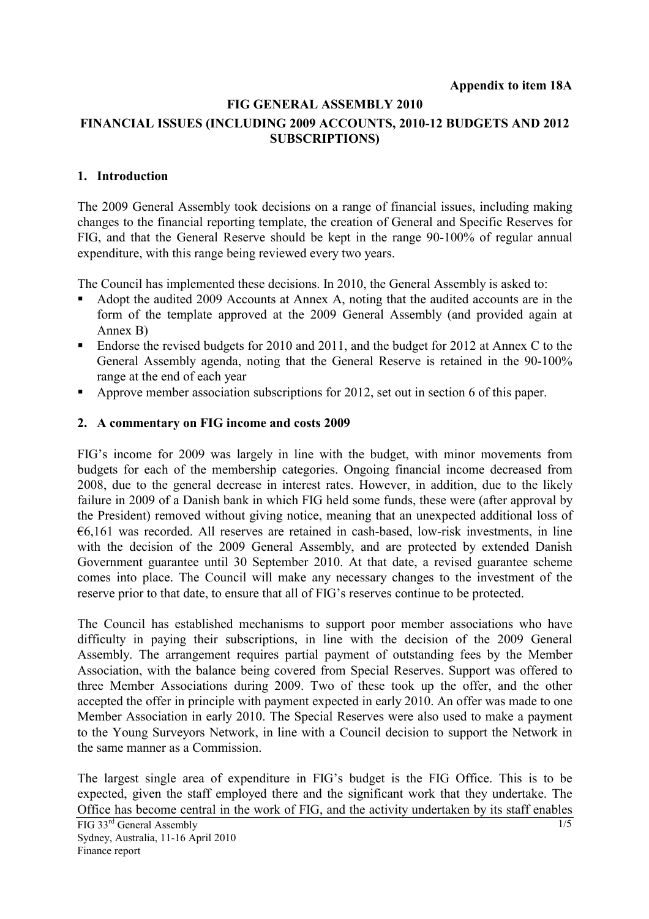**Appendix to item 18A**

# FIG GENERAL ASSEMBLY 2010

## FINANCIAL ISSUES (INCLUDING 2009 ACCOUNTS, 2010-12 BUDGETS AND 2012 SUBSCRIPTIONS)

### 1. Introduction

The 2009 General Assembly took decisions on a range of financial issues, including making changes to the financial reporting template, the creation of General and Specific Reserves for FIG, and that the General Reserve should be kept in the range 90-100% of regular annual expenditure, with this range being reviewed every two years.

The Council has implemented these decisions. In 2010, the General Assembly is asked to:

- Adopt the audited 2009 Accounts at Annex A, noting that the audited accounts are in the form of the template approved at the 2009 General Assembly (and provided again at Annex B)
- Endorse the revised budgets for 2010 and 2011, and the budget for 2012 at Annex C to the General Assembly agenda, noting that the General Reserve is retained in the 90-100% range at the end of each year
- Approve member association subscriptions for 2012, set out in section 6 of this paper.

### 2. A commentary on FIG income and costs 2009

FIG's income for 2009 was largely in line with the budget, with minor movements from budgets for each of the membership categories. Ongoing financial income decreased from 2008, due to the general decrease in interest rates. However, in addition, due to the likely failure in 2009 of a Danish bank in which FIG held some funds, these were (after approval by the President) removed without giving notice, meaning that an unexpected additional loss of €6,161 was recorded. All reserves are retained in cash-based, low-risk investments, in line with the decision of the 2009 General Assembly, and are protected by extended Danish Government guarantee until 30 September 2010. At that date, a revised guarantee scheme comes into place. The Council will make any necessary changes to the investment of the reserve prior to that date, to ensure that all of FIG's reserves continue to be protected.

The Council has established mechanisms to support poor member associations who have difficulty in paying their subscriptions, in line with the decision of the 2009 General Assembly. The arrangement requires partial payment of outstanding fees by the Member Association, with the balance being covered from Special Reserves. Support was offered to three Member Associations during 2009. Two of these took up the offer, and the other accepted the offer in principle with payment expected in early 2010. An offer was made to one Member Association in early 2010. The Special Reserves were also used to make a payment to the Young Surveyors Network, in line with a Council decision to support the Network in the same manner as a Commission.

The largest single area of expenditure in FIG's budget is the FIG Office. This is to be expected, given the staff employed there and the significant work that they undertake. The Office has become central in the work of FIG, and the activity undertaken by its staff enables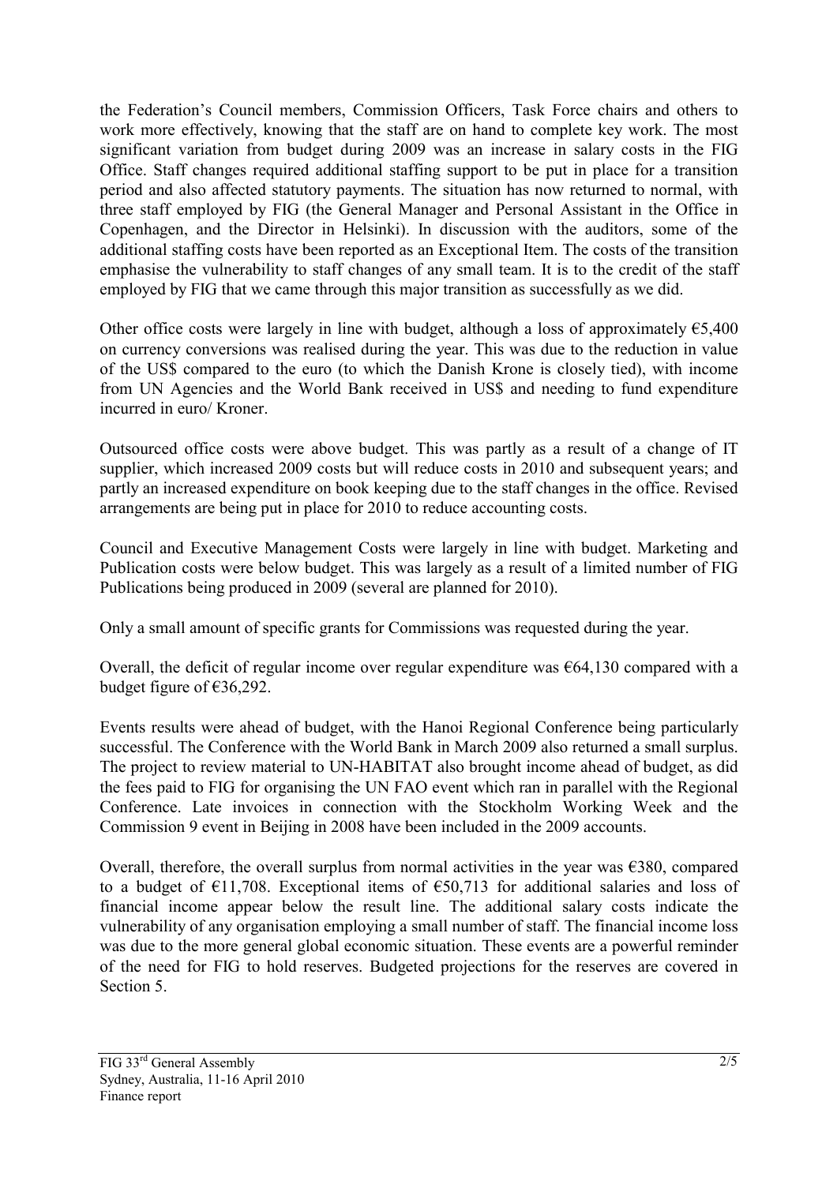the Federation's Council members, Commission Officers, Task Force chairs and others to work more effectively, knowing that the staff are on hand to complete key work. The most significant variation from budget during 2009 was an increase in salary costs in the FIG Office. Staff changes required additional staffing support to be put in place for a transition period and also affected statutory payments. The situation has now returned to normal, with three staff employed by FIG (the General Manager and Personal Assistant in the Office in Copenhagen, and the Director in Helsinki). In discussion with the auditors, some of the additional staffing costs have been reported as an Exceptional Item. The costs of the transition emphasise the vulnerability to staff changes of any small team. It is to the credit of the staff employed by FIG that we came through this major transition as successfully as we did.

Other office costs were largely in line with budget, although a loss of approximately €5,400 on currency conversions was realised during the year. This was due to the reduction in value of the US$ compared to the euro (to which the Danish Krone is closely tied), with income from UN Agencies and the World Bank received in US$ and needing to fund expenditure incurred in euro/ Kroner.

Outsourced office costs were above budget. This was partly as a result of a change of IT supplier, which increased 2009 costs but will reduce costs in 2010 and subsequent years; and partly an increased expenditure on book keeping due to the staff changes in the office. Revised arrangements are being put in place for 2010 to reduce accounting costs.

Council and Executive Management Costs were largely in line with budget. Marketing and Publication costs were below budget. This was largely as a result of a limited number of FIG Publications being produced in 2009 (several are planned for 2010).

Only a small amount of specific grants for Commissions was requested during the year.

Overall, the deficit of regular income over regular expenditure was €64,130 compared with a budget figure of €36,292.

Events results were ahead of budget, with the Hanoi Regional Conference being particularly successful. The Conference with the World Bank in March 2009 also returned a small surplus. The project to review material to UN-HABITAT also brought income ahead of budget, as did the fees paid to FIG for organising the UN FAO event which ran in parallel with the Regional Conference. Late invoices in connection with the Stockholm Working Week and the Commission 9 event in Beijing in 2008 have been included in the 2009 accounts.

Overall, therefore, the overall surplus from normal activities in the year was €380, compared to a budget of €11,708. Exceptional items of €50,713 for additional salaries and loss of financial income appear below the result line. The additional salary costs indicate the vulnerability of any organisation employing a small number of staff. The financial income loss was due to the more general global economic situation. These events are a powerful reminder of the need for FIG to hold reserves. Budgeted projections for the reserves are covered in Section 5.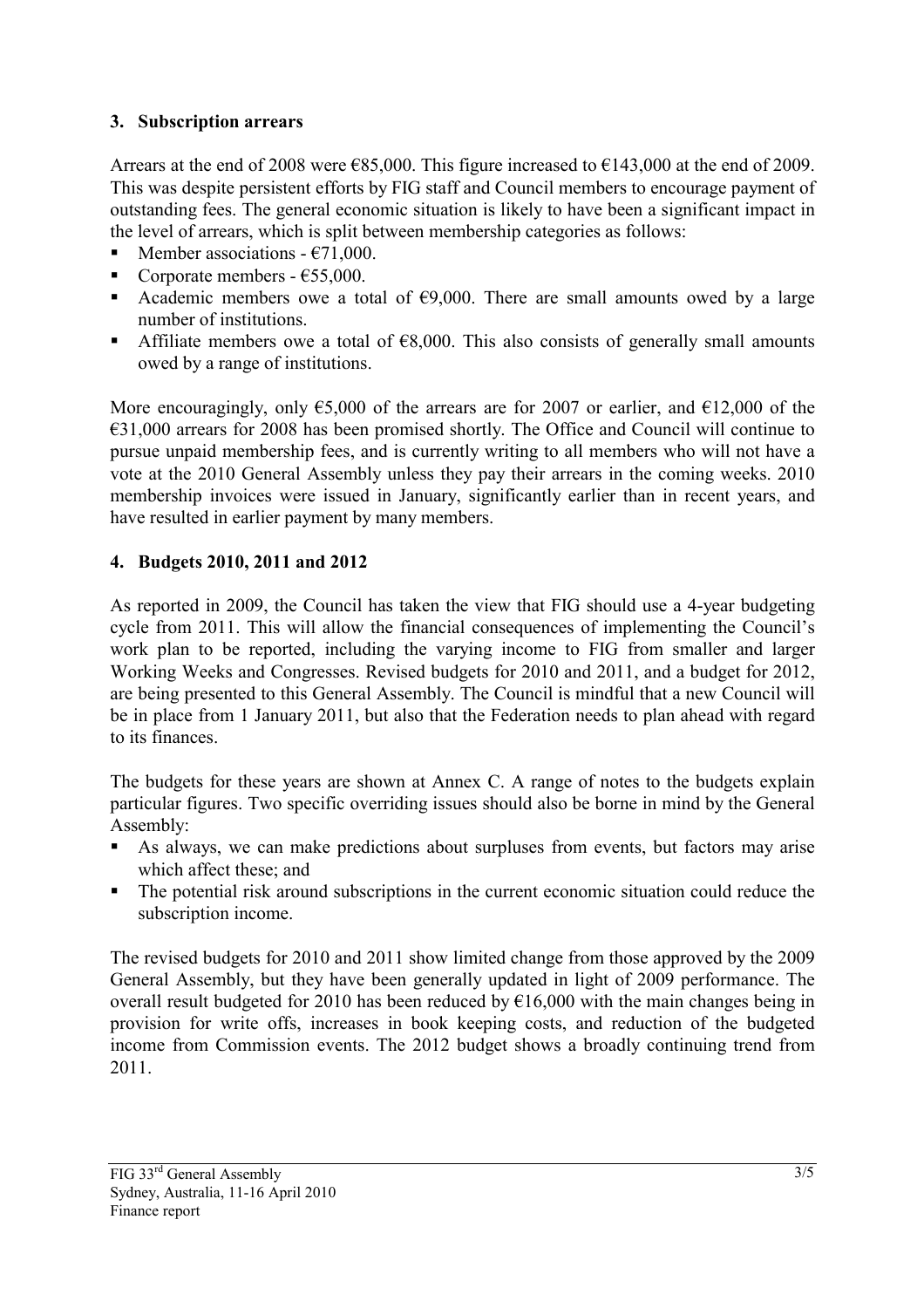## 3. Subscription arrears

Arrears at the end of 2008 were €85,000. This figure increased to €143,000 at the end of 2009. This was despite persistent efforts by FIG staff and Council members to encourage payment of outstanding fees. The general economic situation is likely to have been a significant impact in the level of arrears, which is split between membership categories as follows:

- Member associations - €71,000.
- Corporate members - €55,000.
- Academic members owe a total of €9,000. There are small amounts owed by a large number of institutions.
- Affiliate members owe a total of €8,000. This also consists of generally small amounts owed by a range of institutions.

More encouragingly, only €5,000 of the arrears are for 2007 or earlier, and €12,000 of the €31,000 arrears for 2008 has been promised shortly. The Office and Council will continue to pursue unpaid membership fees, and is currently writing to all members who will not have a vote at the 2010 General Assembly unless they pay their arrears in the coming weeks. 2010 membership invoices were issued in January, significantly earlier than in recent years, and have resulted in earlier payment by many members.

## 4. Budgets 2010, 2011 and 2012

As reported in 2009, the Council has taken the view that FIG should use a 4-year budgeting cycle from 2011. This will allow the financial consequences of implementing the Council's work plan to be reported, including the varying income to FIG from smaller and larger Working Weeks and Congresses. Revised budgets for 2010 and 2011, and a budget for 2012, are being presented to this General Assembly. The Council is mindful that a new Council will be in place from 1 January 2011, but also that the Federation needs to plan ahead with regard to its finances.

The budgets for these years are shown at Annex C. A range of notes to the budgets explain particular figures. Two specific overriding issues should also be borne in mind by the General Assembly:

- As always, we can make predictions about surpluses from events, but factors may arise which affect these; and
- The potential risk around subscriptions in the current economic situation could reduce the subscription income.

The revised budgets for 2010 and 2011 show limited change from those approved by the 2009 General Assembly, but they have been generally updated in light of 2009 performance. The overall result budgeted for 2010 has been reduced by €16,000 with the main changes being in provision for write offs, increases in book keeping costs, and reduction of the budgeted income from Commission events. The 2012 budget shows a broadly continuing trend from 2011.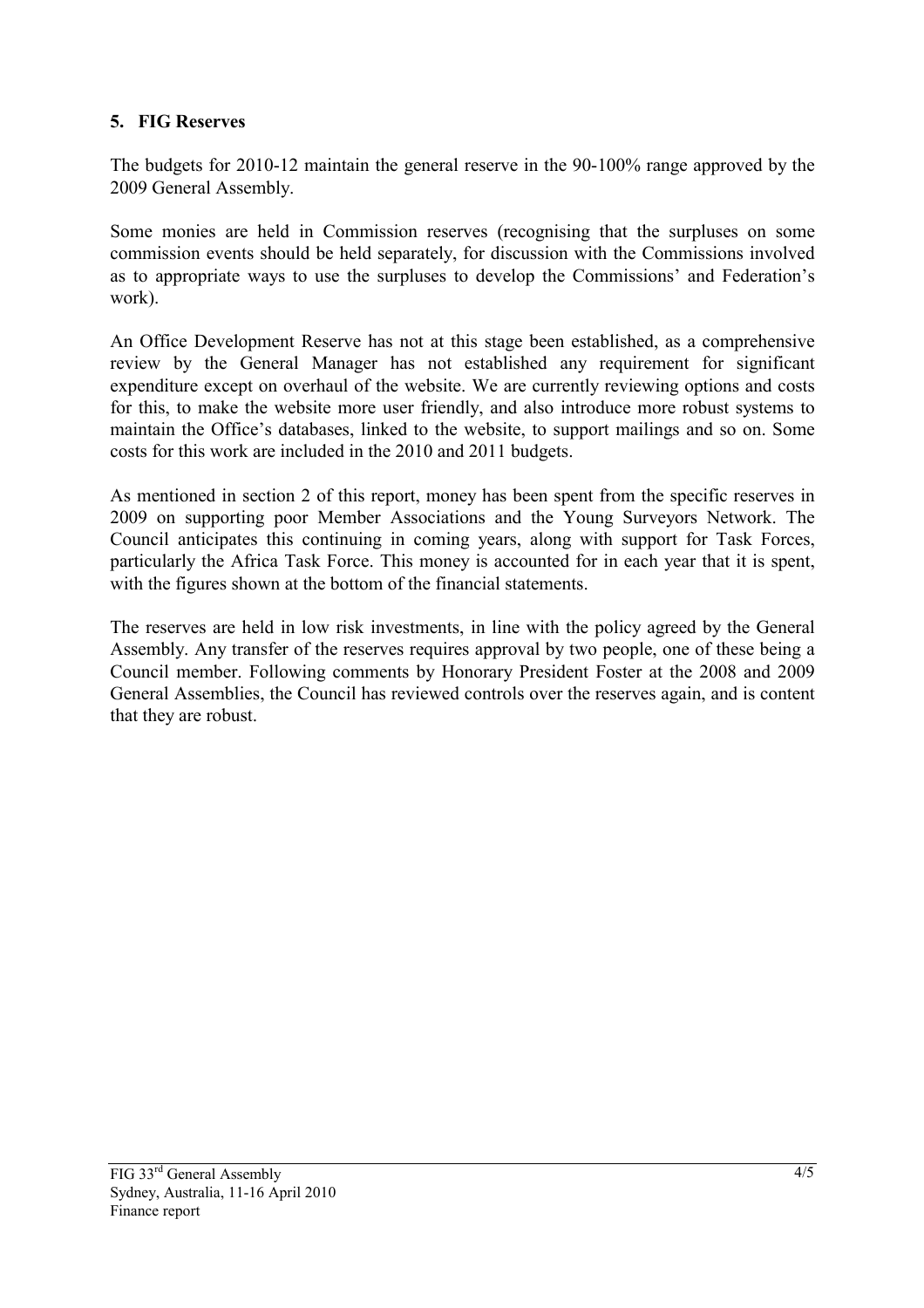## 5. FIG Reserves

The budgets for 2010-12 maintain the general reserve in the 90-100% range approved by the 2009 General Assembly.

Some monies are held in Commission reserves (recognising that the surpluses on some commission events should be held separately, for discussion with the Commissions involved as to appropriate ways to use the surpluses to develop the Commissions' and Federation's work).

An Office Development Reserve has not at this stage been established, as a comprehensive review by the General Manager has not established any requirement for significant expenditure except on overhaul of the website. We are currently reviewing options and costs for this, to make the website more user friendly, and also introduce more robust systems to maintain the Office's databases, linked to the website, to support mailings and so on. Some costs for this work are included in the 2010 and 2011 budgets.

As mentioned in section 2 of this report, money has been spent from the specific reserves in 2009 on supporting poor Member Associations and the Young Surveyors Network. The Council anticipates this continuing in coming years, along with support for Task Forces, particularly the Africa Task Force. This money is accounted for in each year that it is spent, with the figures shown at the bottom of the financial statements.

The reserves are held in low risk investments, in line with the policy agreed by the General Assembly. Any transfer of the reserves requires approval by two people, one of these being a Council member. Following comments by Honorary President Foster at the 2008 and 2009 General Assemblies, the Council has reviewed controls over the reserves again, and is content that they are robust.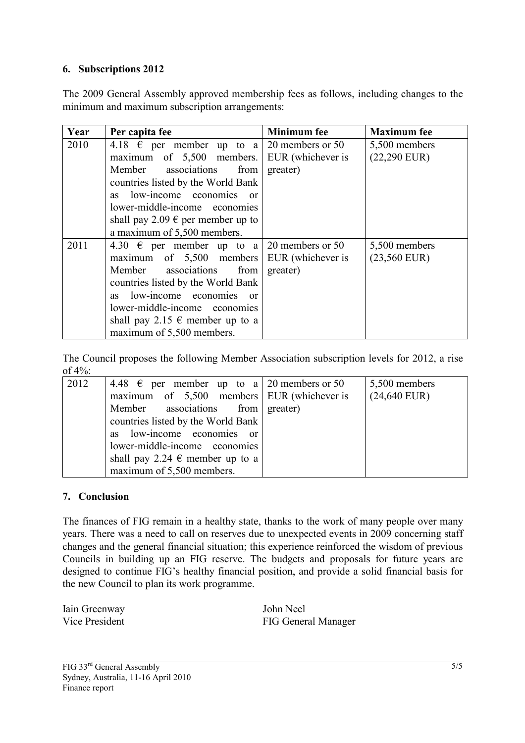## 6. Subscriptions 2012

The 2009 General Assembly approved membership fees as follows, including changes to the minimum and maximum subscription arrangements:

| Year | Per capita fee | Minimum fee | Maximum fee |
|---|---|---|---|
| 2010 | 4.18 € per member up to a maximum of 5,500 members. Member associations from countries listed by the World Bank as low-income economies or lower-middle-income economies shall pay 2.09 € per member up to a maximum of 5,500 members. | 20 members or 50 EUR (whichever is greater) | 5,500 members (22,290 EUR) |
| 2011 | 4.30 € per member up to a maximum of 5,500 members Member associations from countries listed by the World Bank as low-income economies or lower-middle-income economies shall pay 2.15 € member up to a maximum of 5,500 members. | 20 members or 50 EUR (whichever is greater) | 5,500 members (23,560 EUR) |

The Council proposes the following Member Association subscription levels for 2012, a rise of 4%:

| | | | |
|---|---|---|---|
| 2012 | 4.48 € per member up to a maximum of 5,500 members Member associations from countries listed by the World Bank as low-income economies or lower-middle-income economies shall pay 2.24 € member up to a maximum of 5,500 members. | 20 members or 50 EUR (whichever is greater) | 5,500 members (24,640 EUR) |

## 7. Conclusion

The finances of FIG remain in a healthy state, thanks to the work of many people over many years. There was a need to call on reserves due to unexpected events in 2009 concerning staff changes and the general financial situation; this experience reinforced the wisdom of previous Councils in building up an FIG reserve. The budgets and proposals for future years are designed to continue FIG's healthy financial position, and provide a solid financial basis for the new Council to plan its work programme.

Iain Greenway
Vice President

John Neel
FIG General Manager